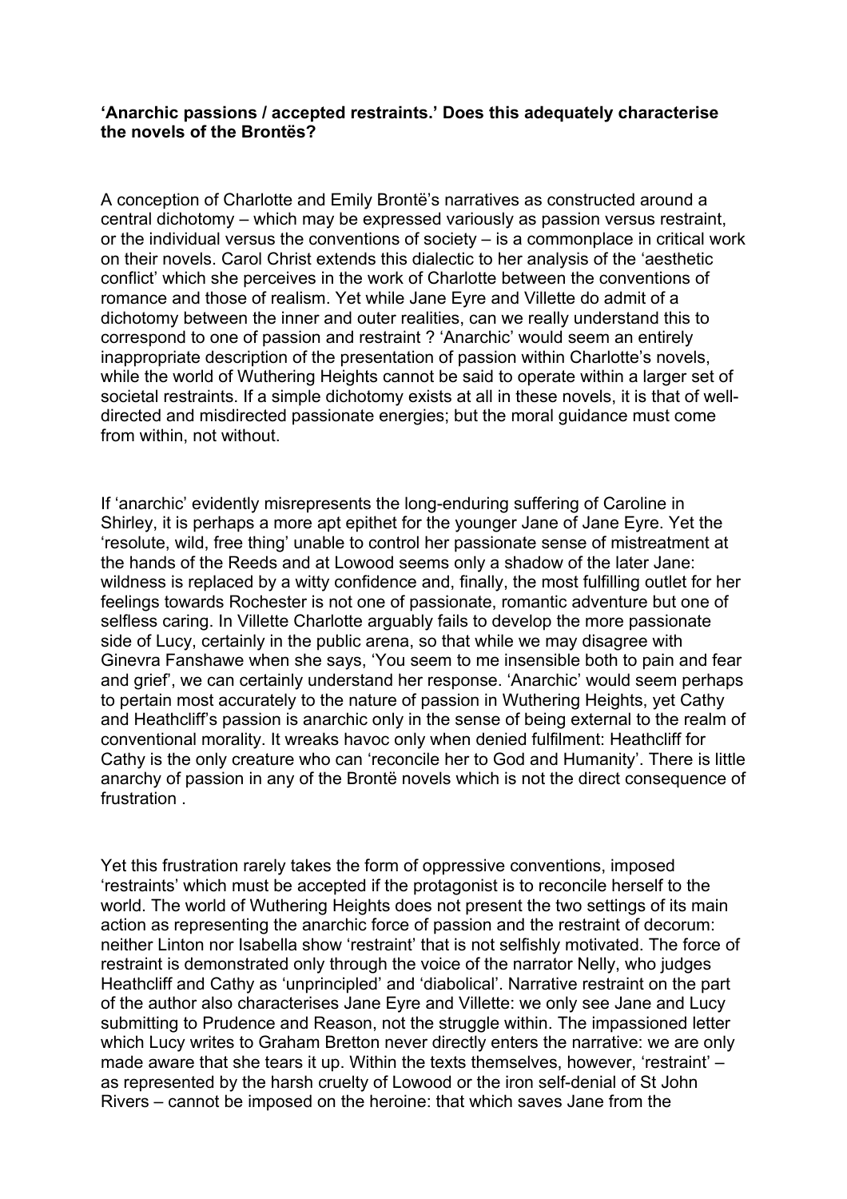**‘Anarchic passions / accepted restraints.’ Does this adequately characterise the novels of the Brontës?**

A conception of Charlotte and Emily Brontë’s narratives as constructed around a central dichotomy – which may be expressed variously as passion versus restraint, or the individual versus the conventions of society – is a commonplace in critical work on their novels. Carol Christ extends this dialectic to her analysis of the ‘aesthetic conflict’ which she perceives in the work of Charlotte between the conventions of romance and those of realism. Yet while Jane Eyre and Villette do admit of a dichotomy between the inner and outer realities, can we really understand this to correspond to one of passion and restraint ? ‘Anarchic’ would seem an entirely inappropriate description of the presentation of passion within Charlotte’s novels, while the world of Wuthering Heights cannot be said to operate within a larger set of societal restraints. If a simple dichotomy exists at all in these novels, it is that of well-directed and misdirected passionate energies; but the moral guidance must come from within, not without.

If ‘anarchic’ evidently misrepresents the long-enduring suffering of Caroline in Shirley, it is perhaps a more apt epithet for the younger Jane of Jane Eyre. Yet the ‘resolute, wild, free thing’ unable to control her passionate sense of mistreatment at the hands of the Reeds and at Lowood seems only a shadow of the later Jane: wildness is replaced by a witty confidence and, finally, the most fulfilling outlet for her feelings towards Rochester is not one of passionate, romantic adventure but one of selfless caring. In Villette Charlotte arguably fails to develop the more passionate side of Lucy, certainly in the public arena, so that while we may disagree with Ginevra Fanshawe when she says, ‘You seem to me insensible both to pain and fear and grief’, we can certainly understand her response. ‘Anarchic’ would seem perhaps to pertain most accurately to the nature of passion in Wuthering Heights, yet Cathy and Heathcliff’s passion is anarchic only in the sense of being external to the realm of conventional morality. It wreaks havoc only when denied fulfilment: Heathcliff for Cathy is the only creature who can ‘reconcile her to God and Humanity’. There is little anarchy of passion in any of the Brontë novels which is not the direct consequence of frustration .

Yet this frustration rarely takes the form of oppressive conventions, imposed ‘restraints’ which must be accepted if the protagonist is to reconcile herself to the world. The world of Wuthering Heights does not present the two settings of its main action as representing the anarchic force of passion and the restraint of decorum: neither Linton nor Isabella show ‘restraint’ that is not selfishly motivated. The force of restraint is demonstrated only through the voice of the narrator Nelly, who judges Heathcliff and Cathy as ‘unprincipled’ and ‘diabolical’. Narrative restraint on the part of the author also characterises Jane Eyre and Villette: we only see Jane and Lucy submitting to Prudence and Reason, not the struggle within. The impassioned letter which Lucy writes to Graham Bretton never directly enters the narrative: we are only made aware that she tears it up. Within the texts themselves, however, ‘restraint’ – as represented by the harsh cruelty of Lowood or the iron self-denial of St John Rivers – cannot be imposed on the heroine: that which saves Jane from the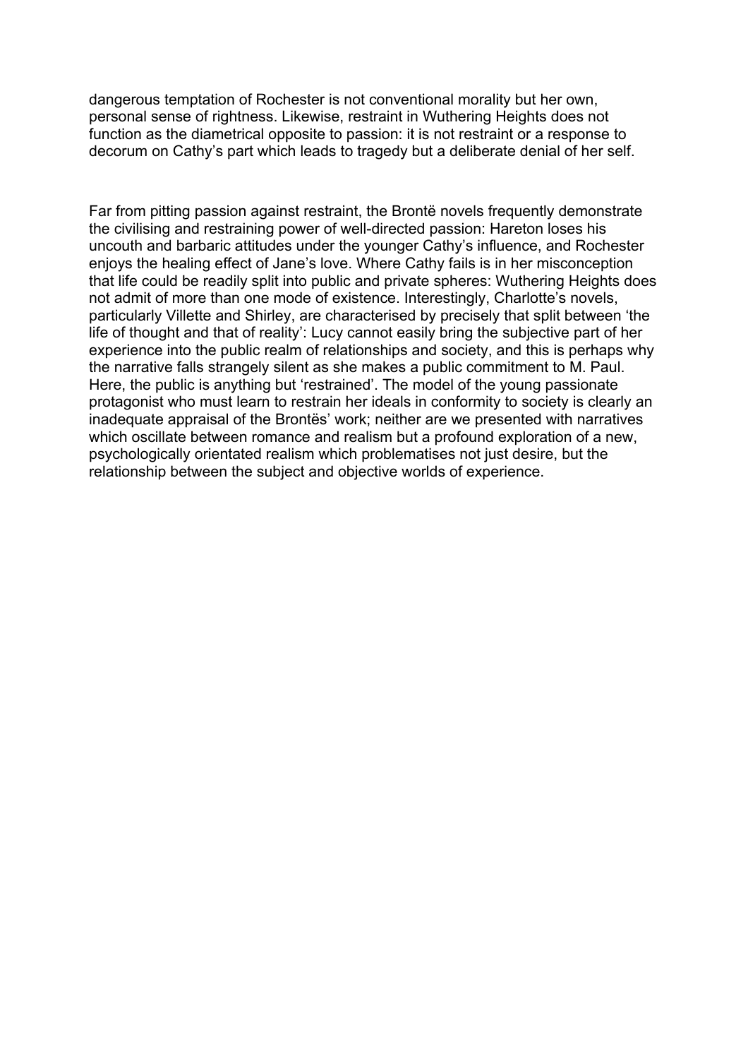dangerous temptation of Rochester is not conventional morality but her own, personal sense of rightness. Likewise, restraint in Wuthering Heights does not function as the diametrical opposite to passion: it is not restraint or a response to decorum on Cathy's part which leads to tragedy but a deliberate denial of her self.

Far from pitting passion against restraint, the Brontë novels frequently demonstrate the civilising and restraining power of well-directed passion: Hareton loses his uncouth and barbaric attitudes under the younger Cathy's influence, and Rochester enjoys the healing effect of Jane's love. Where Cathy fails is in her misconception that life could be readily split into public and private spheres: Wuthering Heights does not admit of more than one mode of existence. Interestingly, Charlotte's novels, particularly Villette and Shirley, are characterised by precisely that split between 'the life of thought and that of reality': Lucy cannot easily bring the subjective part of her experience into the public realm of relationships and society, and this is perhaps why the narrative falls strangely silent as she makes a public commitment to M. Paul. Here, the public is anything but 'restrained'. The model of the young passionate protagonist who must learn to restrain her ideals in conformity to society is clearly an inadequate appraisal of the Brontës' work; neither are we presented with narratives which oscillate between romance and realism but a profound exploration of a new, psychologically orientated realism which problematises not just desire, but the relationship between the subject and objective worlds of experience.